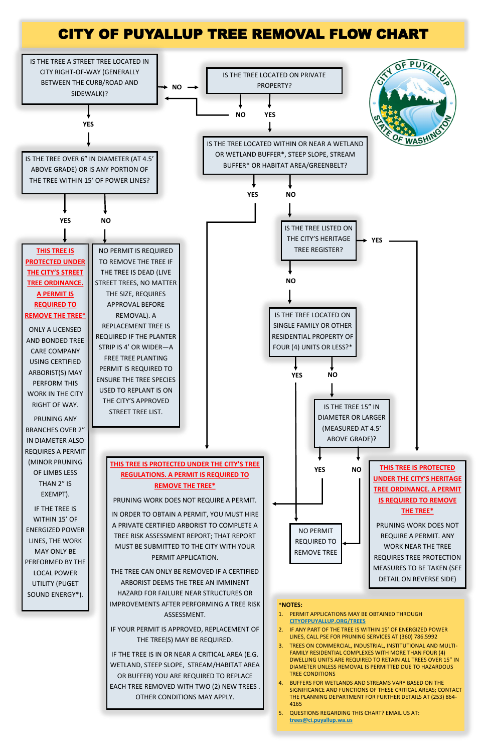# CITY OF PUYALLUP TREE REMOVAL FLOW CHART

**IS THE TREE A STREET TREE LOCATED IN CITY RIGHT-OF-WAY (GENERALLY BETWEEN THE CURB/ROAD AND SIDEWALK)?**

- **NO** → IS THE TREE LOCATED ON PRIVATE PROPERTY?
  - **NO** → (return to first question)
  - **YES** → IS THE TREE LOCATED WITHIN OR NEAR A WETLAND OR WETLAND BUFFER*, STEEP SLOPE, STREAM BUFFER* OR HABITAT AREA/GREENBELT?
    - **YES** → THIS TREE IS PROTECTED UNDER THE CITY'S TREE REGULATIONS (see below)
    - **NO** → IS THE TREE LISTED ON THE CITY'S HERITAGE TREE REGISTER?
      - **YES** → THIS TREE IS PROTECTED UNDER THE CITY'S HERITAGE TREE ORDINANCE (see below)
      - **NO** → IS THE TREE LOCATED ON SINGLE FAMILY OR OTHER RESIDENTIAL PROPERTY OF FOUR (4) UNITS OR LESS?*
        - **YES** → NO PERMIT REQUIRED TO REMOVE TREE
        - **NO** → IS THE TREE 15" IN DIAMETER OR LARGER (MEASURED AT 4.5' ABOVE GRADE)?
          - **YES** → THIS TREE IS PROTECTED UNDER THE CITY'S TREE REGULATIONS (see below)
          - **NO** → NO PERMIT REQUIRED TO REMOVE TREE
- **YES** → IS THE TREE OVER 6" IN DIAMETER (AT 4.5' ABOVE GRADE) OR IS ANY PORTION OF THE TREE WITHIN 15' OF POWER LINES?
  - **YES** → THIS TREE IS PROTECTED UNDER THE CITY'S STREET TREE ORDINANCE (see below)
  - **NO** → NO PERMIT IS REQUIRED (see below)

---

**THIS TREE IS PROTECTED UNDER THE CITY'S STREET TREE ORDINANCE. A PERMIT IS REQUIRED TO REMOVE THE TREE***

ONLY A LICENSED AND BONDED TREE CARE COMPANY USING CERTIFIED ARBORIST(S) MAY PERFORM THIS WORK IN THE CITY RIGHT OF WAY.

PRUNING ANY BRANCHES OVER 2" IN DIAMETER ALSO REQUIRES A PERMIT (MINOR PRUNING OF LIMBS LESS THAN 2" IS EXEMPT).

IF THE TREE IS WITHIN 15' OF ENERGIZED POWER LINES, THE WORK MAY ONLY BE PERFORMED BY THE LOCAL POWER UTILITY (PUGET SOUND ENERGY*).

---

NO PERMIT IS REQUIRED TO REMOVE THE TREE IF THE TREE IS DEAD (LIVE STREET TREES, NO MATTER THE SIZE, REQUIRES APPROVAL BEFORE REMOVAL). A REPLACEMENT TREE IS REQUIRED IF THE PLANTER STRIP IS 4' OR WIDER—A FREE TREE PLANTING PERMIT IS REQUIRED TO ENSURE THE TREE SPECIES USED TO REPLANT IS ON THE CITY'S APPROVED STREET TREE LIST.

---

**THIS TREE IS PROTECTED UNDER THE CITY'S TREE REGULATIONS. A PERMIT IS REQUIRED TO REMOVE THE TREE***

PRUNING WORK DOES NOT REQUIRE A PERMIT.

IN ORDER TO OBTAIN A PERMIT, YOU MUST HIRE A PRIVATE CERTIFIED ARBORIST TO COMPLETE A TREE RISK ASSESSMENT REPORT; THAT REPORT MUST BE SUBMITTED TO THE CITY WITH YOUR PERMIT APPLICATION.

THE TREE CAN ONLY BE REMOVED IF A CERTIFIED ARBORIST DEEMS THE TREE AN IMMINENT HAZARD FOR FAILURE NEAR STRUCTURES OR IMPROVEMENTS AFTER PERFORMING A TREE RISK ASSESSMENT.

IF YOUR PERMIT IS APPROVED, REPLACEMENT OF THE TREE(S) MAY BE REQUIRED.

IF THE TREE IS IN OR NEAR A CRITICAL AREA (E.G. WETLAND, STEEP SLOPE, STREAM/HABITAT AREA OR BUFFER) YOU ARE REQUIRED TO REPLACE EACH TREE REMOVED WITH TWO (2) NEW TREES . OTHER CONDITIONS MAY APPLY.

---

**THIS TREE IS PROTECTED UNDER THE CITY'S HERITAGE TREE ORDINANCE. A PERMIT IS REQUIRED TO REMOVE THE TREE***

PRUNING WORK DOES NOT REQUIRE A PERMIT. ANY WORK NEAR THE TREE REQUIRES TREE PROTECTION MEASURES TO BE TAKEN (SEE DETAIL ON REVERSE SIDE)

---

**NO PERMIT REQUIRED TO REMOVE TREE**

---

**\*NOTES:**

1. PERMIT APPLICATIONS MAY BE OBTAINED THROUGH CITYOFPUYALLUP.ORG/TREES
2. IF ANY PART OF THE TREE IS WITHIN 15' OF ENERGIZED POWER LINES, CALL PSE FOR PRUNING SERVICES AT (360) 786.5992
3. TREES ON COMMERCIAL, INDUSTRIAL, INSTITUTIONAL AND MULTI-FAMILY RESIDENTIAL COMPLEXES WITH MORE THAN FOUR (4) DWELLING UNITS ARE REQUIRED TO RETAIN ALL TREES OVER 15" IN DIAMETER UNLESS REMOVAL IS PERMITTED DUE TO HAZARDOUS TREE CONDITIONS
4. BUFFERS FOR WETLANDS AND STREAMS VARY BASED ON THE SIGNIFICANCE AND FUNCTIONS OF THESE CRITICAL AREAS; CONTACT THE PLANNING DEPARTMENT FOR FURTHER DETAILS AT (253) 864-4165
5. QUESTIONS REGARDING THIS CHART? EMAIL US AT: trees@ci.puyallup.wa.us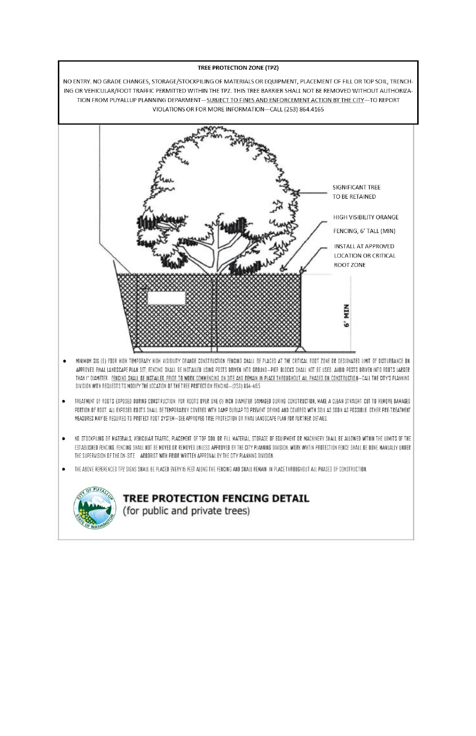**TREE PROTECTION ZONE (TPZ)**

NO ENTRY. NO GRADE CHANGES, STORAGE/STOCKPILING OF MATERIALS OR EQUIPMENT, PLACEMENT OF FILL OR TOP SOIL, TRENCHING OR VEHICULAR/FOOT TRAFFIC PERMITTED WITHIN THE TPZ. THIS TREE BARRIER SHALL NOT BE REMOVED WITHOUT AUTHORIZATION FROM PUYALLUP PLANNING DEPARMENT—SUBJECT TO FINES AND ENFORCEMENT ACTION BY THE CITY—TO REPORT VIOLATIONS OR FOR MORE INFORMATION—CALL (253) 864.4165

SIGNIFICANT TREE TO BE RETAINED

HIGH VISIBILITY ORANGE FENCING, 6' TALL (MIN)

INSTALL AT APPROVED LOCATION OR CRITICAL ROOT ZONE

6' MIN

- MINIMUM SIX (6) FOOR HIGH TEMPORARY HIGH VISIBILITY ORANGE CONSTRUCTION FENCING SHALL BE PLACED AT THE CRITICAL ROOT ZONE OR DESIGNATED LIMIT OF DISTURBANCE ON APPROVED FINAL LANDSCAPE PLAN SET; FENCING SHALL BE INSTALLED USING POSTS DRIVEN INTO GROUND—PIER BLOCKS SHALL NOT BE USED. AVOID POSTS DRIVEN INTO ROOTS LARGER THAN 1" DIAMETER. FENCING SHALL BE INSTALLED PRIOR TO WORK COMMENCING ON SITE AND REMAIN IN PLACE THROUGHOUT ALL PHASES ON CONSTRUCTION—CALL THE CITY'S PLANNING DIVISION WITH REQUESTS TO MODIFY THE LOCATION OF THE TREE PROTECTION FENCING—(253) 864-4165
- TREATMENT OF ROOTS EXPOSED DURING CONSTRUCTION: FOR ROOTS OVER ONE (1) INCH DIAMETER DAMAGED DURING CONSTRUCTION, MAKE A CLEAN STRAIGHT CUT TO REMOVE DAMAGED PORTION OF ROOT. ALL EXPOSED ROOTS SHALL BE TEMPORARILY COVERED WITH DAMP BURLAP TO PREVENT DRYING AND COVERED WITH SOIL AS SOON AS POSSIBLE. OTHER PRE-TREATMENT MEASURES MAY BE REQUIRED TO PROTECT ROOT SYSTEM—SEE APPROVED TREE PROTECTION OR FINAL LANDSCAPE PLAN FOR FURTHER DETAILS.
- NO STOCKPILING OF MATERIALS, VEHICULAR TRAFFIC, PLACEMENT OF TOP SOIL OR FILL MATERIAL, STORAGE OF EQUIPMENT OR MACHINERY SHALL BE ALLOWED WITHIN THE LIMITS OF THE ESTABLISHED FENCING. FENCING SHALL NOT BE MOVED OR REMOVED UNLESS APPROVED BY THE CITY PLANNING DIVISION. WORK WITHIN PROTECTION FENCE SHALL BE DONE MANUALLY UNDER THE SUPERVISION OF THE ON-SITE ARBORIST WITH PRIOR WRITTEN APPROVAL BY THE CITY PLANNING DIVISION.
- THE ABOVE REFERENCED TPZ SIGNS SHALL BE PLACED EVERY 15 FEET ALONG THE FENCING AND SHALL REMAIN IN PLACE THROUGHOUT ALL PHASES OF CONSTRUCTION.

CITY OF PUYALLUP STATE OF WASHINGTON

## TREE PROTECTION FENCING DETAIL

(for public and private trees)